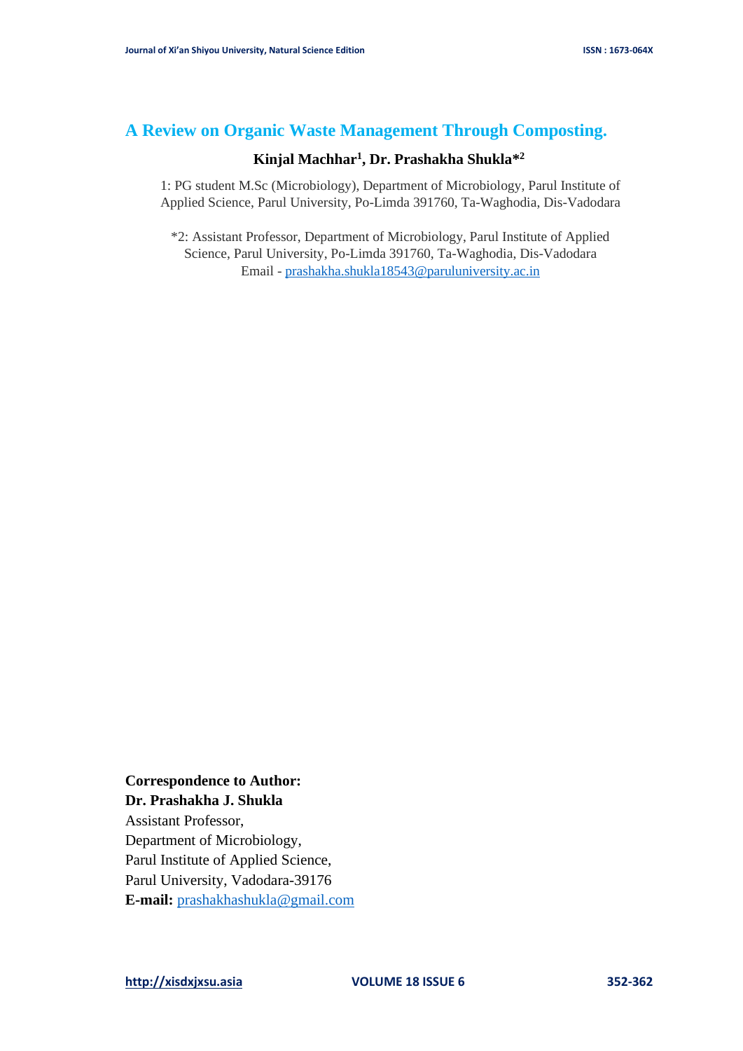# A Review on Organic Waste Management Through Composting.

**Kinjal Machhar[1], Dr. Prashakha Shukla*[2]**

1: PG student M.Sc (Microbiology), Department of Microbiology, Parul Institute of Applied Science, Parul University, Po-Limda 391760, Ta-Waghodia, Dis-Vadodara

*2: Assistant Professor, Department of Microbiology, Parul Institute of Applied Science, Parul University, Po-Limda 391760, Ta-Waghodia, Dis-Vadodara
Email - prashakha.shukla18543@paruluniversity.ac.in

**Correspondence to Author:**
**Dr. Prashakha J. Shukla**
Assistant Professor,
Department of Microbiology,
Parul Institute of Applied Science,
Parul University, Vadodara-39176
**E-mail:** prashakhashukla@gmail.com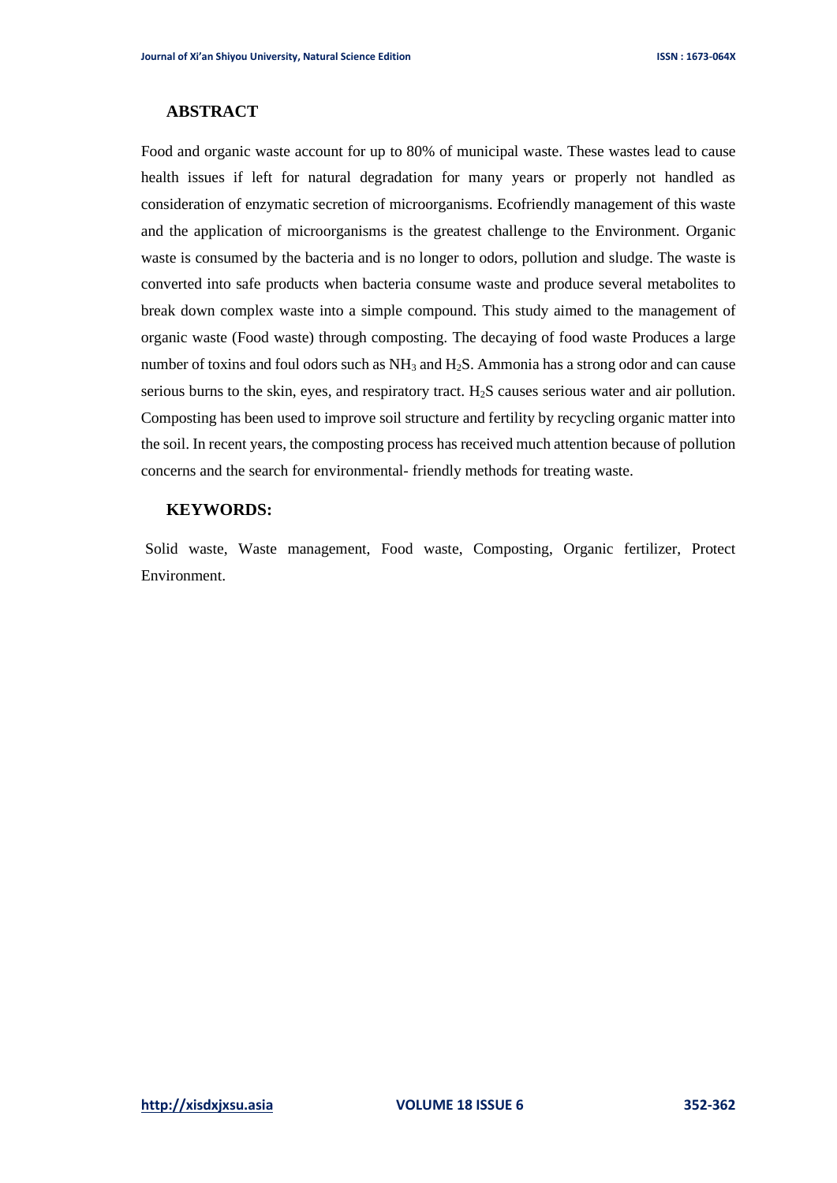## ABSTRACT

Food and organic waste account for up to 80% of municipal waste. These wastes lead to cause health issues if left for natural degradation for many years or properly not handled as consideration of enzymatic secretion of microorganisms. Ecofriendly management of this waste and the application of microorganisms is the greatest challenge to the Environment. Organic waste is consumed by the bacteria and is no longer to odors, pollution and sludge. The waste is converted into safe products when bacteria consume waste and produce several metabolites to break down complex waste into a simple compound. This study aimed to the management of organic waste (Food waste) through composting. The decaying of food waste Produces a large number of toxins and foul odors such as $NH_3$ and $H_2S$. Ammonia has a strong odor and can cause serious burns to the skin, eyes, and respiratory tract. $H_2S$ causes serious water and air pollution. Composting has been used to improve soil structure and fertility by recycling organic matter into the soil. In recent years, the composting process has received much attention because of pollution concerns and the search for environmental- friendly methods for treating waste.

## KEYWORDS:

Solid waste, Waste management, Food waste, Composting, Organic fertilizer, Protect Environment.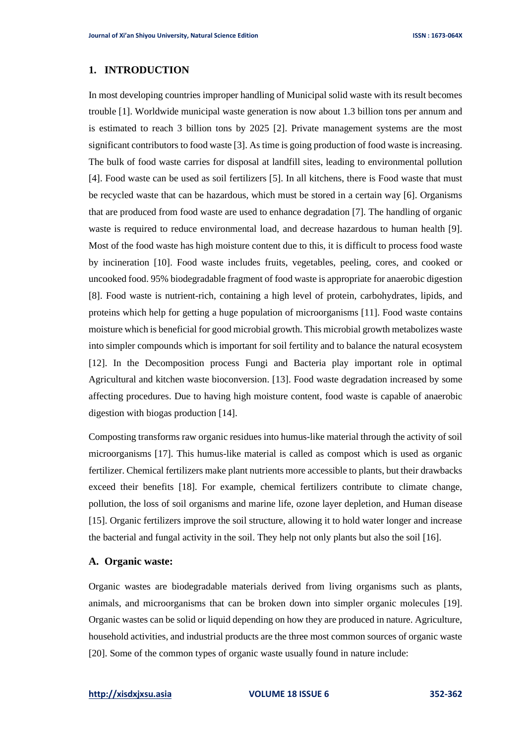## 1. INTRODUCTION

In most developing countries improper handling of Municipal solid waste with its result becomes trouble [1]. Worldwide municipal waste generation is now about 1.3 billion tons per annum and is estimated to reach 3 billion tons by 2025 [2]. Private management systems are the most significant contributors to food waste [3]. As time is going production of food waste is increasing. The bulk of food waste carries for disposal at landfill sites, leading to environmental pollution [4]. Food waste can be used as soil fertilizers [5]. In all kitchens, there is Food waste that must be recycled waste that can be hazardous, which must be stored in a certain way [6]. Organisms that are produced from food waste are used to enhance degradation [7]. The handling of organic waste is required to reduce environmental load, and decrease hazardous to human health [9]. Most of the food waste has high moisture content due to this, it is difficult to process food waste by incineration [10]. Food waste includes fruits, vegetables, peeling, cores, and cooked or uncooked food. 95% biodegradable fragment of food waste is appropriate for anaerobic digestion [8]. Food waste is nutrient-rich, containing a high level of protein, carbohydrates, lipids, and proteins which help for getting a huge population of microorganisms [11]. Food waste contains moisture which is beneficial for good microbial growth. This microbial growth metabolizes waste into simpler compounds which is important for soil fertility and to balance the natural ecosystem [12]. In the Decomposition process Fungi and Bacteria play important role in optimal Agricultural and kitchen waste bioconversion. [13]. Food waste degradation increased by some affecting procedures. Due to having high moisture content, food waste is capable of anaerobic digestion with biogas production [14].

Composting transforms raw organic residues into humus-like material through the activity of soil microorganisms [17]. This humus-like material is called as compost which is used as organic fertilizer. Chemical fertilizers make plant nutrients more accessible to plants, but their drawbacks exceed their benefits [18]. For example, chemical fertilizers contribute to climate change, pollution, the loss of soil organisms and marine life, ozone layer depletion, and Human disease [15]. Organic fertilizers improve the soil structure, allowing it to hold water longer and increase the bacterial and fungal activity in the soil. They help not only plants but also the soil [16].

### A. Organic waste:

Organic wastes are biodegradable materials derived from living organisms such as plants, animals, and microorganisms that can be broken down into simpler organic molecules [19]. Organic wastes can be solid or liquid depending on how they are produced in nature. Agriculture, household activities, and industrial products are the three most common sources of organic waste [20]. Some of the common types of organic waste usually found in nature include: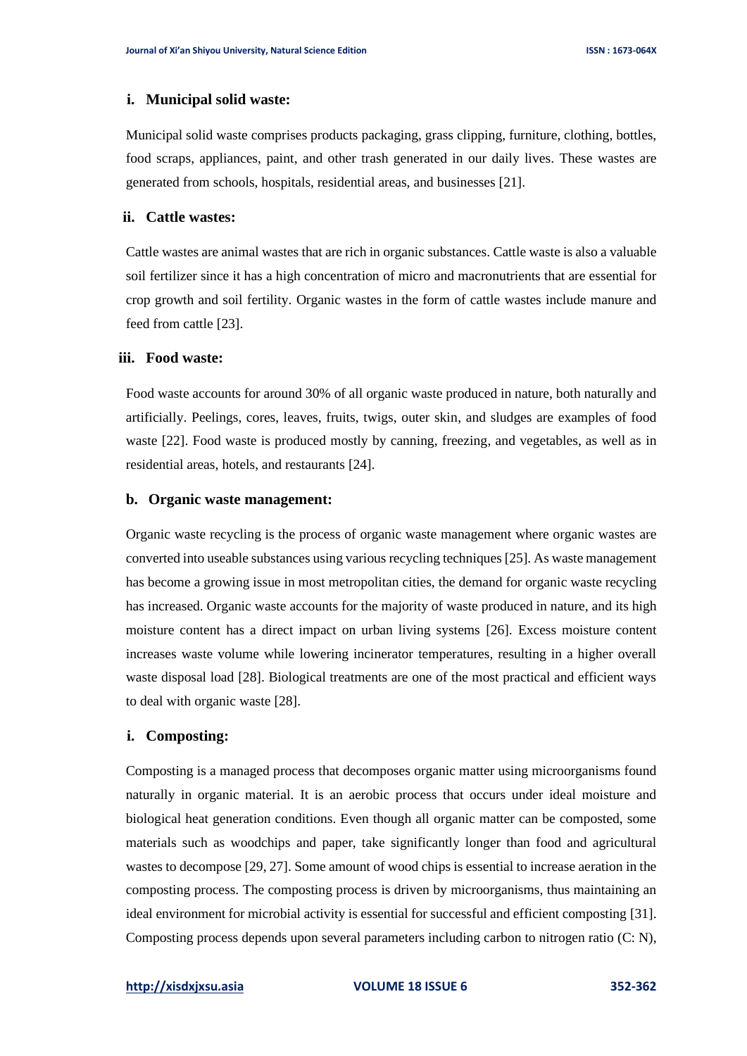### i. Municipal solid waste:

Municipal solid waste comprises products packaging, grass clipping, furniture, clothing, bottles, food scraps, appliances, paint, and other trash generated in our daily lives. These wastes are generated from schools, hospitals, residential areas, and businesses [21].

### ii. Cattle wastes:

Cattle wastes are animal wastes that are rich in organic substances. Cattle waste is also a valuable soil fertilizer since it has a high concentration of micro and macronutrients that are essential for crop growth and soil fertility. Organic wastes in the form of cattle wastes include manure and feed from cattle [23].

### iii. Food waste:

Food waste accounts for around 30% of all organic waste produced in nature, both naturally and artificially. Peelings, cores, leaves, fruits, twigs, outer skin, and sludges are examples of food waste [22]. Food waste is produced mostly by canning, freezing, and vegetables, as well as in residential areas, hotels, and restaurants [24].

## b. Organic waste management:

Organic waste recycling is the process of organic waste management where organic wastes are converted into useable substances using various recycling techniques [25]. As waste management has become a growing issue in most metropolitan cities, the demand for organic waste recycling has increased. Organic waste accounts for the majority of waste produced in nature, and its high moisture content has a direct impact on urban living systems [26]. Excess moisture content increases waste volume while lowering incinerator temperatures, resulting in a higher overall waste disposal load [28]. Biological treatments are one of the most practical and efficient ways to deal with organic waste [28].

### i. Composting:

Composting is a managed process that decomposes organic matter using microorganisms found naturally in organic material. It is an aerobic process that occurs under ideal moisture and biological heat generation conditions. Even though all organic matter can be composted, some materials such as woodchips and paper, take significantly longer than food and agricultural wastes to decompose [29, 27]. Some amount of wood chips is essential to increase aeration in the composting process. The composting process is driven by microorganisms, thus maintaining an ideal environment for microbial activity is essential for successful and efficient composting [31]. Composting process depends upon several parameters including carbon to nitrogen ratio (C: N),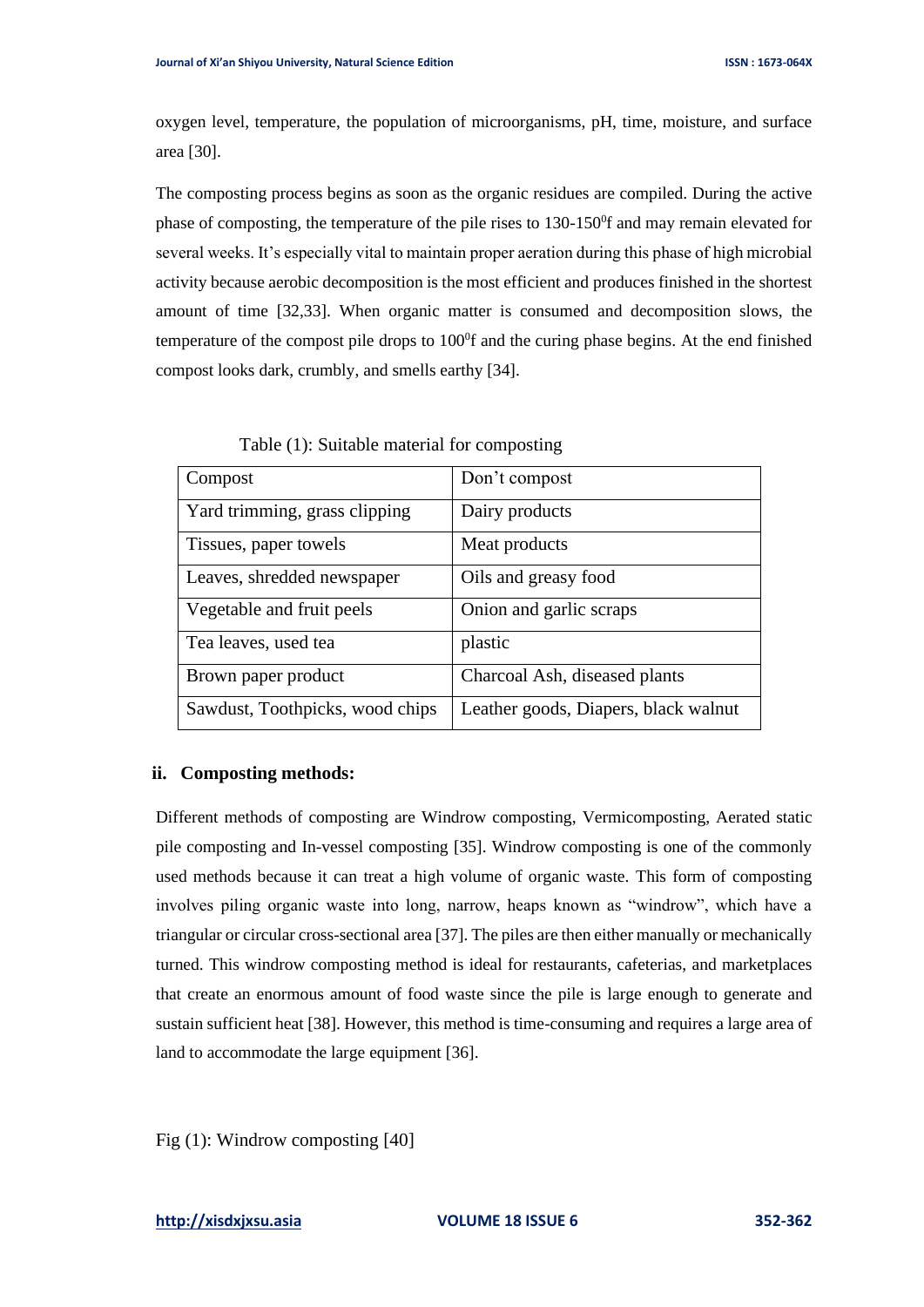oxygen level, temperature, the population of microorganisms, pH, time, moisture, and surface area [30].

The composting process begins as soon as the organic residues are compiled. During the active phase of composting, the temperature of the pile rises to 130-150$^0$f and may remain elevated for several weeks. It's especially vital to maintain proper aeration during this phase of high microbial activity because aerobic decomposition is the most efficient and produces finished in the shortest amount of time [32,33]. When organic matter is consumed and decomposition slows, the temperature of the compost pile drops to 100$^0$f and the curing phase begins. At the end finished compost looks dark, crumbly, and smells earthy [34].

Table (1): Suitable material for composting

| Compost | Don't compost |
|---|---|
| Yard trimming, grass clipping | Dairy products |
| Tissues, paper towels | Meat products |
| Leaves, shredded newspaper | Oils and greasy food |
| Vegetable and fruit peels | Onion and garlic scraps |
| Tea leaves, used tea | plastic |
| Brown paper product | Charcoal Ash, diseased plants |
| Sawdust, Toothpicks, wood chips | Leather goods, Diapers, black walnut |

## ii. Composting methods:

Different methods of composting are Windrow composting, Vermicomposting, Aerated static pile composting and In-vessel composting [35]. Windrow composting is one of the commonly used methods because it can treat a high volume of organic waste. This form of composting involves piling organic waste into long, narrow, heaps known as "windrow", which have a triangular or circular cross-sectional area [37]. The piles are then either manually or mechanically turned. This windrow composting method is ideal for restaurants, cafeterias, and marketplaces that create an enormous amount of food waste since the pile is large enough to generate and sustain sufficient heat [38]. However, this method is time-consuming and requires a large area of land to accommodate the large equipment [36].

Fig (1): Windrow composting [40]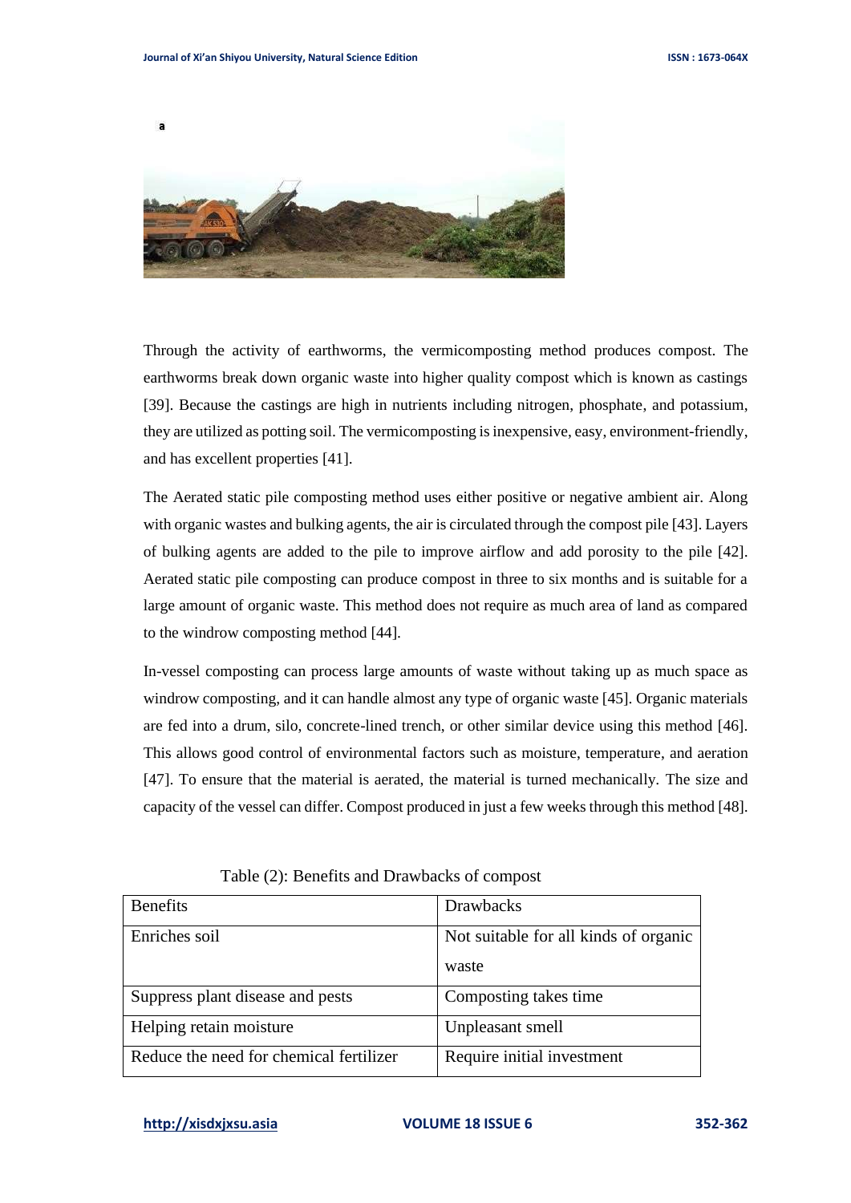a

Through the activity of earthworms, the vermicomposting method produces compost. The earthworms break down organic waste into higher quality compost which is known as castings [39]. Because the castings are high in nutrients including nitrogen, phosphate, and potassium, they are utilized as potting soil. The vermicomposting is inexpensive, easy, environment-friendly, and has excellent properties [41].

The Aerated static pile composting method uses either positive or negative ambient air. Along with organic wastes and bulking agents, the air is circulated through the compost pile [43]. Layers of bulking agents are added to the pile to improve airflow and add porosity to the pile [42]. Aerated static pile composting can produce compost in three to six months and is suitable for a large amount of organic waste. This method does not require as much area of land as compared to the windrow composting method [44].

In-vessel composting can process large amounts of waste without taking up as much space as windrow composting, and it can handle almost any type of organic waste [45]. Organic materials are fed into a drum, silo, concrete-lined trench, or other similar device using this method [46]. This allows good control of environmental factors such as moisture, temperature, and aeration [47]. To ensure that the material is aerated, the material is turned mechanically. The size and capacity of the vessel can differ. Compost produced in just a few weeks through this method [48].

Table (2): Benefits and Drawbacks of compost

| Benefits | Drawbacks |
| --- | --- |
| Enriches soil | Not suitable for all kinds of organic waste |
| Suppress plant disease and pests | Composting takes time |
| Helping retain moisture | Unpleasant smell |
| Reduce the need for chemical fertilizer | Require initial investment |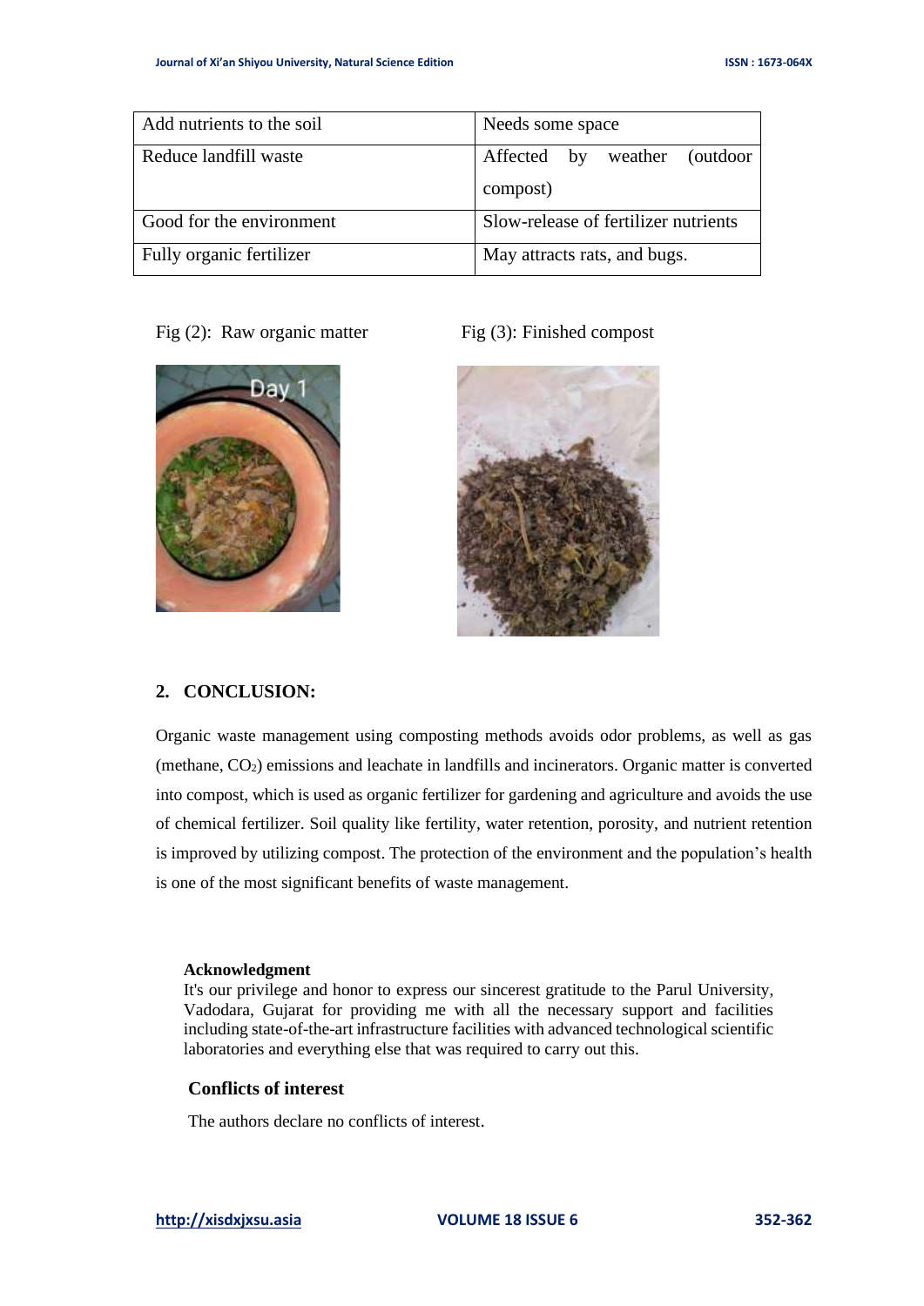| Add nutrients to the soil | Needs some space |
| --- | --- |
| Reduce landfill waste | Affected by weather (outdoor compost) |
| Good for the environment | Slow-release of fertilizer nutrients |
| Fully organic fertilizer | May attracts rats, and bugs. |

Fig (2): Raw organic matter

Fig (3): Finished compost

## 2. CONCLUSION:

Organic waste management using composting methods avoids odor problems, as well as gas (methane, $CO_2$) emissions and leachate in landfills and incinerators. Organic matter is converted into compost, which is used as organic fertilizer for gardening and agriculture and avoids the use of chemical fertilizer. Soil quality like fertility, water retention, porosity, and nutrient retention is improved by utilizing compost. The protection of the environment and the population's health is one of the most significant benefits of waste management.

**Acknowledgment**

It's our privilege and honor to express our sincerest gratitude to the Parul University, Vadodara, Gujarat for providing me with all the necessary support and facilities including state-of-the-art infrastructure facilities with advanced technological scientific laboratories and everything else that was required to carry out this.

**Conflicts of interest**

The authors declare no conflicts of interest.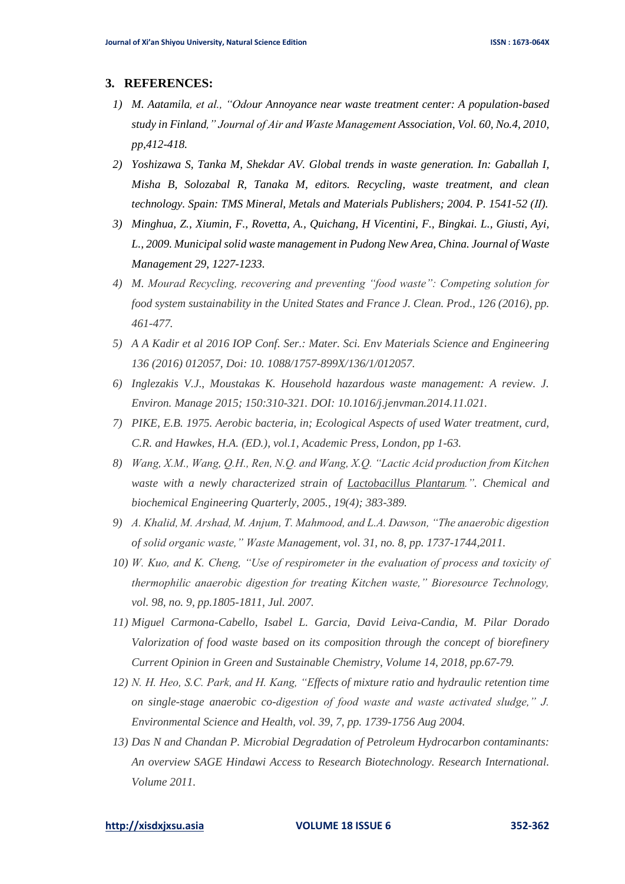## 3. REFERENCES:

1) *M. Aatamila, et al., "Odour Annoyance near waste treatment center: A population-based study in Finland," Journal of Air and Waste Management Association, Vol. 60, No.4, 2010, pp,412-418.*
2) *Yoshizawa S, Tanka M, Shekdar AV. Global trends in waste generation. In: Gaballah I, Misha B, Solozabal R, Tanaka M, editors. Recycling, waste treatment, and clean technology. Spain: TMS Mineral, Metals and Materials Publishers; 2004. P. 1541-52 (II).*
3) *Minghua, Z., Xiumin, F., Rovetta, A., Quichang, H Vicentini, F., Bingkai. L., Giusti, Ayi, L., 2009. Municipal solid waste management in Pudong New Area, China. Journal of Waste Management 29, 1227-1233.*
4) *M. Mourad Recycling, recovering and preventing "food waste": Competing solution for food system sustainability in the United States and France J. Clean. Prod., 126 (2016), pp. 461-477.*
5) *A A Kadir et al 2016 IOP Conf. Ser.: Mater. Sci. Env Materials Science and Engineering 136 (2016) 012057, Doi: 10. 1088/1757-899X/136/1/012057.*
6) *Inglezakis V.J., Moustakas K. Household hazardous waste management: A review. J. Environ. Manage 2015; 150:310-321. DOI: 10.1016/j.jenvman.2014.11.021.*
7) *PIKE, E.B. 1975. Aerobic bacteria, in; Ecological Aspects of used Water treatment, curd, C.R. and Hawkes, H.A. (ED.), vol.1, Academic Press, London, pp 1-63.*
8) *Wang, X.M., Wang, Q.H., Ren, N.Q. and Wang, X.Q. "Lactic Acid production from Kitchen waste with a newly characterized strain of Lactobacillus Plantarum.". Chemical and biochemical Engineering Quarterly, 2005., 19(4); 383-389.*
9) *A. Khalid, M. Arshad, M. Anjum, T. Mahmood, and L.A. Dawson, "The anaerobic digestion of solid organic waste," Waste Management, vol. 31, no. 8, pp. 1737-1744,2011.*
10) *W. Kuo, and K. Cheng, "Use of respirometer in the evaluation of process and toxicity of thermophilic anaerobic digestion for treating Kitchen waste," Bioresource Technology, vol. 98, no. 9, pp.1805-1811, Jul. 2007.*
11) *Miguel Carmona-Cabello, Isabel L. Garcia, David Leiva-Candia, M. Pilar Dorado Valorization of food waste based on its composition through the concept of biorefinery Current Opinion in Green and Sustainable Chemistry, Volume 14, 2018, pp.67-79.*
12) *N. H. Heo, S.C. Park, and H. Kang, "Effects of mixture ratio and hydraulic retention time on single-stage anaerobic co-digestion of food waste and waste activated sludge," J. Environmental Science and Health, vol. 39, 7, pp. 1739-1756 Aug 2004.*
13) *Das N and Chandan P. Microbial Degradation of Petroleum Hydrocarbon contaminants: An overview SAGE Hindawi Access to Research Biotechnology. Research International. Volume 2011.*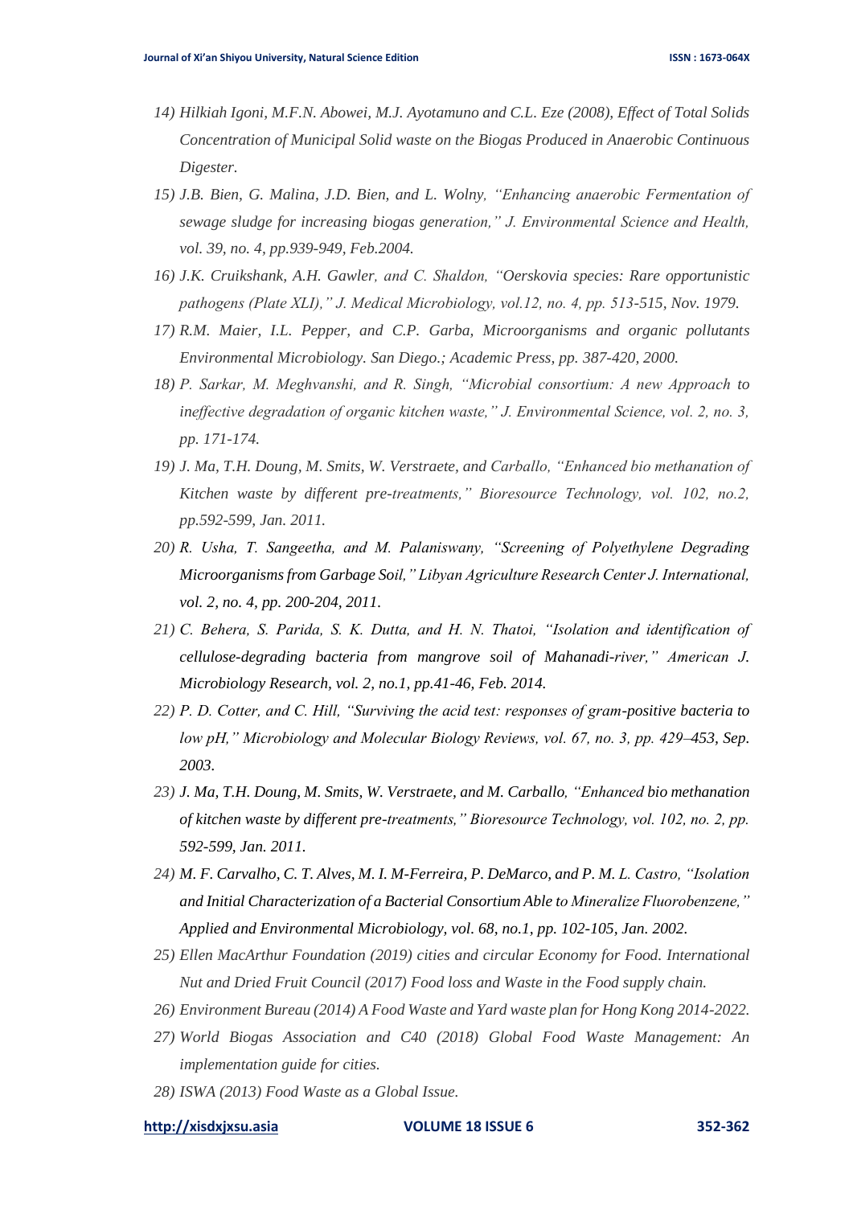14) *Hilkiah Igoni, M.F.N. Abowei, M.J. Ayotamuno and C.L. Eze (2008), Effect of Total Solids Concentration of Municipal Solid waste on the Biogas Produced in Anaerobic Continuous Digester.*
15) *J.B. Bien, G. Malina, J.D. Bien, and L. Wolny, "Enhancing anaerobic Fermentation of sewage sludge for increasing biogas generation," J. Environmental Science and Health, vol. 39, no. 4, pp.939-949, Feb.2004.*
16) *J.K. Cruikshank, A.H. Gawler, and C. Shaldon, "Oerskovia species: Rare opportunistic pathogens (Plate XLI)," J. Medical Microbiology, vol.12, no. 4, pp. 513-515, Nov. 1979.*
17) *R.M. Maier, I.L. Pepper, and C.P. Garba, Microorganisms and organic pollutants Environmental Microbiology. San Diego.; Academic Press, pp. 387-420, 2000.*
18) *P. Sarkar, M. Meghvanshi, and R. Singh, "Microbial consortium: A new Approach to ineffective degradation of organic kitchen waste," J. Environmental Science, vol. 2, no. 3, pp. 171-174.*
19) *J. Ma, T.H. Doung, M. Smits, W. Verstraete, and Carballo, "Enhanced bio methanation of Kitchen waste by different pre-treatments," Bioresource Technology, vol. 102, no.2, pp.592-599, Jan. 2011.*
20) *R. Usha, T. Sangeetha, and M. Palaniswany, "Screening of Polyethylene Degrading Microorganisms from Garbage Soil," Libyan Agriculture Research Center J. International, vol. 2, no. 4, pp. 200-204, 2011.*
21) *C. Behera, S. Parida, S. K. Dutta, and H. N. Thatoi, "Isolation and identification of cellulose-degrading bacteria from mangrove soil of Mahanadi-river," American J. Microbiology Research, vol. 2, no.1, pp.41-46, Feb. 2014.*
22) *P. D. Cotter, and C. Hill, "Surviving the acid test: responses of gram-positive bacteria to low pH," Microbiology and Molecular Biology Reviews, vol. 67, no. 3, pp. 429–453, Sep. 2003.*
23) *J. Ma, T.H. Doung, M. Smits, W. Verstraete, and M. Carballo, "Enhanced bio methanation of kitchen waste by different pre-treatments," Bioresource Technology, vol. 102, no. 2, pp. 592-599, Jan. 2011.*
24) *M. F. Carvalho, C. T. Alves, M. I. M-Ferreira, P. DeMarco, and P. M. L. Castro, "Isolation and Initial Characterization of a Bacterial Consortium Able to Mineralize Fluorobenzene," Applied and Environmental Microbiology, vol. 68, no.1, pp. 102-105, Jan. 2002.*
25) *Ellen MacArthur Foundation (2019) cities and circular Economy for Food. International Nut and Dried Fruit Council (2017) Food loss and Waste in the Food supply chain.*
26) *Environment Bureau (2014) A Food Waste and Yard waste plan for Hong Kong 2014-2022.*
27) *World Biogas Association and C40 (2018) Global Food Waste Management: An implementation guide for cities.*
28) *ISWA (2013) Food Waste as a Global Issue.*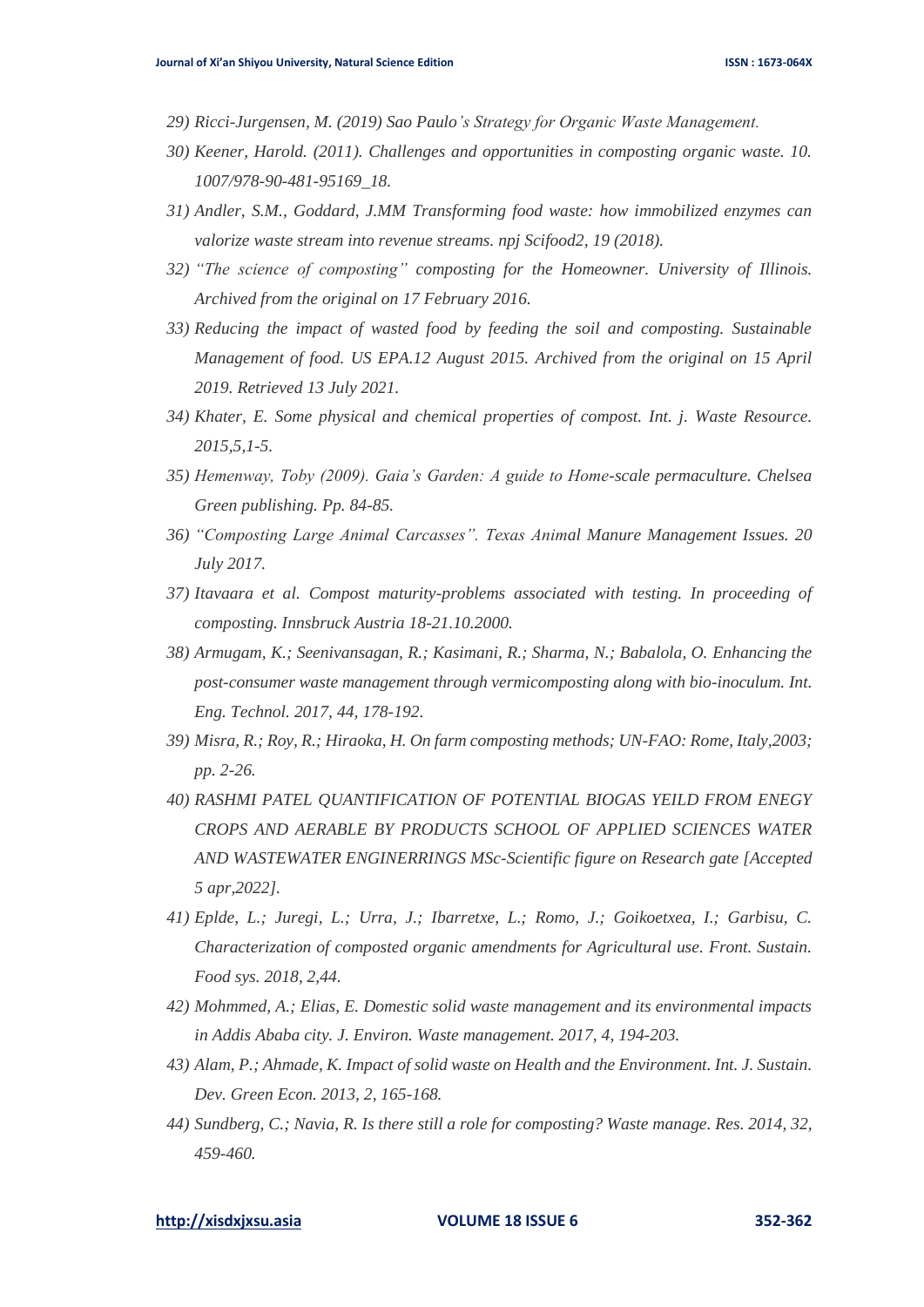29) *Ricci-Jurgensen, M. (2019) Sao Paulo's Strategy for Organic Waste Management.*
30) *Keener, Harold. (2011). Challenges and opportunities in composting organic waste. 10. 1007/978-90-481-95169_18.*
31) *Andler, S.M., Goddard, J.MM Transforming food waste: how immobilized enzymes can valorize waste stream into revenue streams. npj Scifood2, 19 (2018).*
32) *"The science of composting" composting for the Homeowner. University of Illinois. Archived from the original on 17 February 2016.*
33) *Reducing the impact of wasted food by feeding the soil and composting. Sustainable Management of food. US EPA.12 August 2015. Archived from the original on 15 April 2019. Retrieved 13 July 2021.*
34) *Khater, E. Some physical and chemical properties of compost. Int. j. Waste Resource. 2015,5,1-5.*
35) *Hemenway, Toby (2009). Gaia's Garden: A guide to Home-scale permaculture. Chelsea Green publishing. Pp. 84-85.*
36) *"Composting Large Animal Carcasses". Texas Animal Manure Management Issues. 20 July 2017.*
37) *Itavaara et al. Compost maturity-problems associated with testing. In proceeding of composting. Innsbruck Austria 18-21.10.2000.*
38) *Armugam, K.; Seenivansagan, R.; Kasimani, R.; Sharma, N.; Babalola, O. Enhancing the post-consumer waste management through vermicomposting along with bio-inoculum. Int. Eng. Technol. 2017, 44, 178-192.*
39) *Misra, R.; Roy, R.; Hiraoka, H. On farm composting methods; UN-FAO: Rome, Italy,2003; pp. 2-26.*
40) *RASHMI PATEL QUANTIFICATION OF POTENTIAL BIOGAS YEILD FROM ENEGY CROPS AND AERABLE BY PRODUCTS SCHOOL OF APPLIED SCIENCES WATER AND WASTEWATER ENGINERRINGS MSc-Scientific figure on Research gate [Accepted 5 apr,2022].*
41) *Eplde, L.; Juregi, L.; Urra, J.; Ibarretxe, L.; Romo, J.; Goikoetxea, I.; Garbisu, C. Characterization of composted organic amendments for Agricultural use. Front. Sustain. Food sys. 2018, 2,44.*
42) *Mohmmed, A.; Elias, E. Domestic solid waste management and its environmental impacts in Addis Ababa city. J. Environ. Waste management. 2017, 4, 194-203.*
43) *Alam, P.; Ahmade, K. Impact of solid waste on Health and the Environment. Int. J. Sustain. Dev. Green Econ. 2013, 2, 165-168.*
44) *Sundberg, C.; Navia, R. Is there still a role for composting? Waste manage. Res. 2014, 32, 459-460.*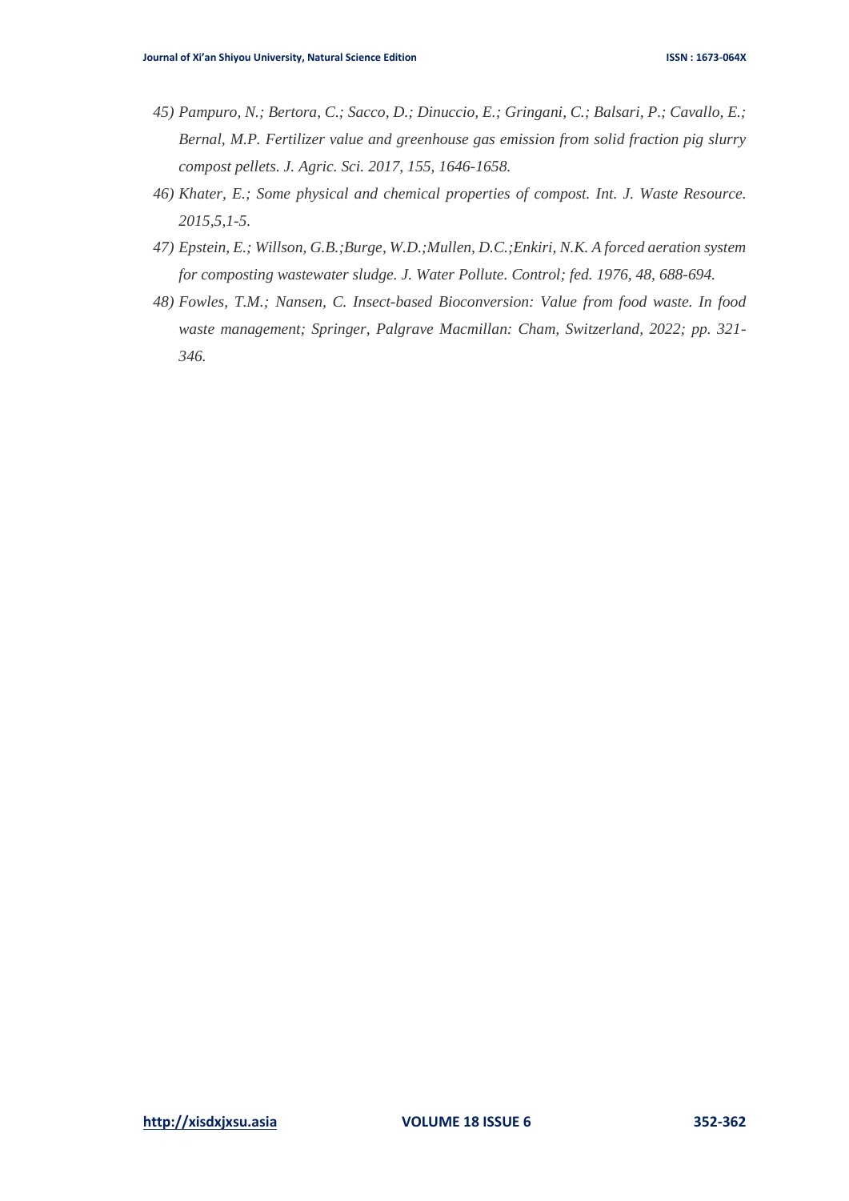45) *Pampuro, N.; Bertora, C.; Sacco, D.; Dinuccio, E.; Gringani, C.; Balsari, P.; Cavallo, E.; Bernal, M.P. Fertilizer value and greenhouse gas emission from solid fraction pig slurry compost pellets. J. Agric. Sci. 2017, 155, 1646-1658.*
46) *Khater, E.; Some physical and chemical properties of compost. Int. J. Waste Resource. 2015,5,1-5.*
47) *Epstein, E.; Willson, G.B.;Burge, W.D.;Mullen, D.C.;Enkiri, N.K. A forced aeration system for composting wastewater sludge. J. Water Pollute. Control; fed. 1976, 48, 688-694.*
48) *Fowles, T.M.; Nansen, C. Insect-based Bioconversion: Value from food waste. In food waste management; Springer, Palgrave Macmillan: Cham, Switzerland, 2022; pp. 321-346.*